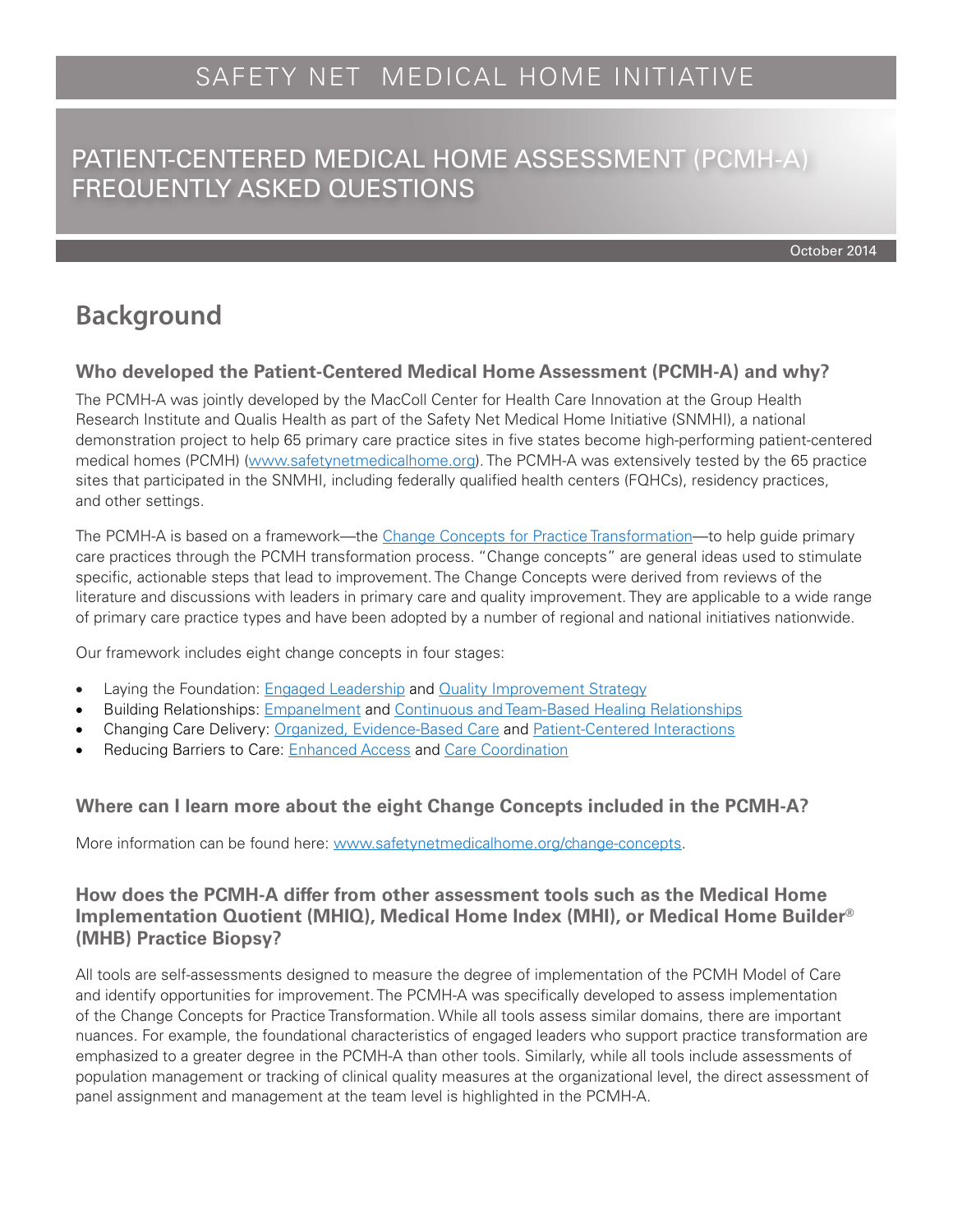# SAFETY NET MEDICAL HOME INITIATIVE

# PATIENT-CENTERED MEDICAL HOME ASSESSMENT (PCMH-A) FREQUENTLY ASKED QUESTIONS

October 2014

## Background

### Who developed the Patient-Centered Medical Home Assessment (PCMH-A) and why?

The PCMH-A was jointly developed by the MacColl Center for Health Care Innovation at the Group Health Research Institute and Qualis Health as part of the Safety Net Medical Home Initiative (SNMHI), a national demonstration project to help 65 primary care practice sites in five states become high-performing patient-centered medical homes (PCMH) (www.safetynetmedicalhome.org). The PCMH-A was extensively tested by the 65 practice sites that participated in the SNMHI, including federally qualified health centers (FQHCs), residency practices, and other settings.

The PCMH-A is based on a framework—the Change Concepts for Practice Transformation—to help guide primary care practices through the PCMH transformation process. "Change concepts" are general ideas used to stimulate specific, actionable steps that lead to improvement. The Change Concepts were derived from reviews of the literature and discussions with leaders in primary care and quality improvement. They are applicable to a wide range of primary care practice types and have been adopted by a number of regional and national initiatives nationwide.

Our framework includes eight change concepts in four stages:

- Laying the Foundation: Engaged Leadership and Quality Improvement Strategy
- Building Relationships: Empanelment and Continuous and Team-Based Healing Relationships
- Changing Care Delivery: Organized, Evidence-Based Care and Patient-Centered Interactions
- Reducing Barriers to Care: Enhanced Access and Care Coordination

### Where can I learn more about the eight Change Concepts included in the PCMH-A?

More information can be found here: www.safetynetmedicalhome.org/change-concepts.

### How does the PCMH-A differ from other assessment tools such as the Medical Home Implementation Quotient (MHIQ), Medical Home Index (MHI), or Medical Home Builder® (MHB) Practice Biopsy?

All tools are self-assessments designed to measure the degree of implementation of the PCMH Model of Care and identify opportunities for improvement. The PCMH-A was specifically developed to assess implementation of the Change Concepts for Practice Transformation. While all tools assess similar domains, there are important nuances. For example, the foundational characteristics of engaged leaders who support practice transformation are emphasized to a greater degree in the PCMH-A than other tools. Similarly, while all tools include assessments of population management or tracking of clinical quality measures at the organizational level, the direct assessment of panel assignment and management at the team level is highlighted in the PCMH-A.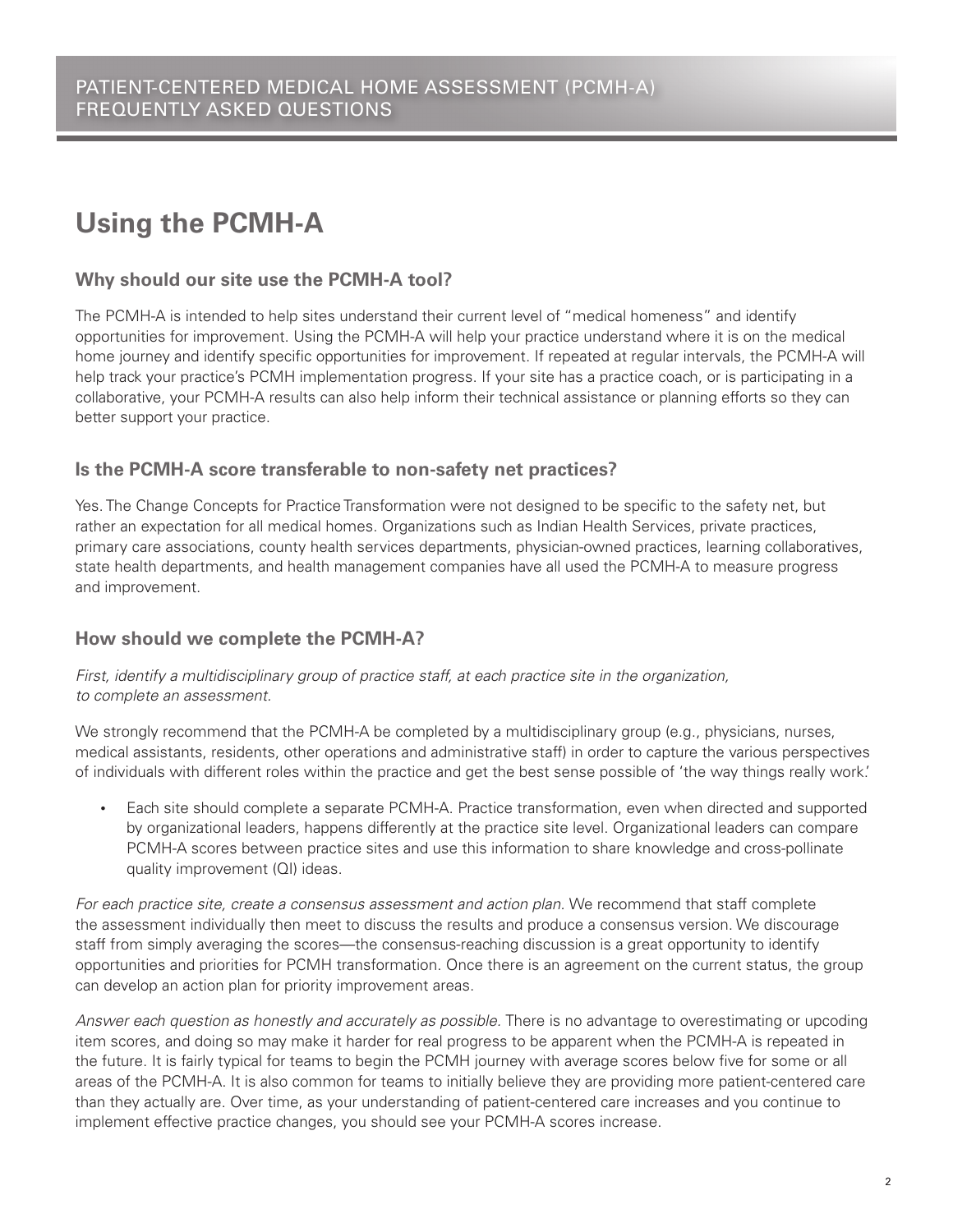# Using the PCMH-A

## Why should our site use the PCMH-A tool?

The PCMH-A is intended to help sites understand their current level of "medical homeness" and identify opportunities for improvement. Using the PCMH-A will help your practice understand where it is on the medical home journey and identify specific opportunities for improvement. If repeated at regular intervals, the PCMH-A will help track your practice's PCMH implementation progress. If your site has a practice coach, or is participating in a collaborative, your PCMH-A results can also help inform their technical assistance or planning efforts so they can better support your practice.

## Is the PCMH-A score transferable to non-safety net practices?

Yes. The Change Concepts for Practice Transformation were not designed to be specific to the safety net, but rather an expectation for all medical homes. Organizations such as Indian Health Services, private practices, primary care associations, county health services departments, physician-owned practices, learning collaboratives, state health departments, and health management companies have all used the PCMH-A to measure progress and improvement.

## How should we complete the PCMH-A?

*First, identify a multidisciplinary group of practice staff, at each practice site in the organization, to complete an assessment.*

We strongly recommend that the PCMH-A be completed by a multidisciplinary group (e.g., physicians, nurses, medical assistants, residents, other operations and administrative staff) in order to capture the various perspectives of individuals with different roles within the practice and get the best sense possible of 'the way things really work.'

- Each site should complete a separate PCMH-A. Practice transformation, even when directed and supported by organizational leaders, happens differently at the practice site level. Organizational leaders can compare PCMH-A scores between practice sites and use this information to share knowledge and cross-pollinate quality improvement (QI) ideas.

*For each practice site, create a consensus assessment and action plan.* We recommend that staff complete the assessment individually then meet to discuss the results and produce a consensus version. We discourage staff from simply averaging the scores—the consensus-reaching discussion is a great opportunity to identify opportunities and priorities for PCMH transformation. Once there is an agreement on the current status, the group can develop an action plan for priority improvement areas.

*Answer each question as honestly and accurately as possible.* There is no advantage to overestimating or upcoding item scores, and doing so may make it harder for real progress to be apparent when the PCMH-A is repeated in the future. It is fairly typical for teams to begin the PCMH journey with average scores below five for some or all areas of the PCMH-A. It is also common for teams to initially believe they are providing more patient-centered care than they actually are. Over time, as your understanding of patient-centered care increases and you continue to implement effective practice changes, you should see your PCMH-A scores increase.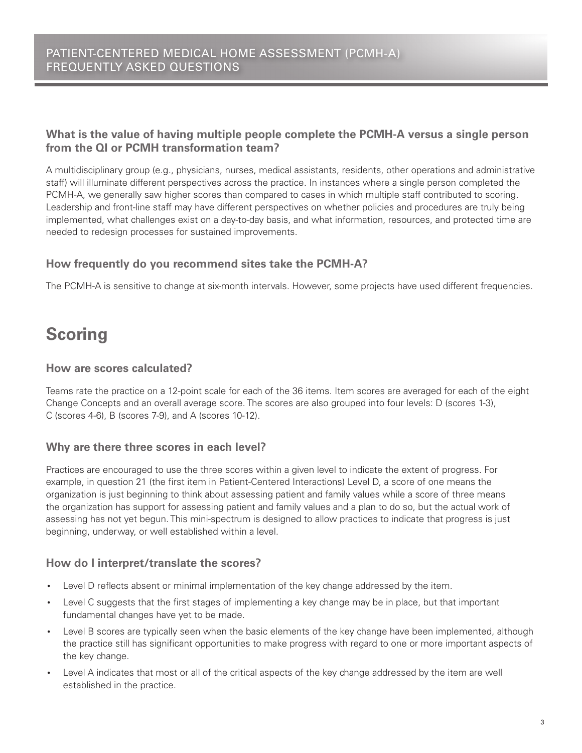### What is the value of having multiple people complete the PCMH-A versus a single person from the QI or PCMH transformation team?

A multidisciplinary group (e.g., physicians, nurses, medical assistants, residents, other operations and administrative staff) will illuminate different perspectives across the practice. In instances where a single person completed the PCMH-A, we generally saw higher scores than compared to cases in which multiple staff contributed to scoring. Leadership and front-line staff may have different perspectives on whether policies and procedures are truly being implemented, what challenges exist on a day-to-day basis, and what information, resources, and protected time are needed to redesign processes for sustained improvements.

### How frequently do you recommend sites take the PCMH-A?

The PCMH-A is sensitive to change at six-month intervals. However, some projects have used different frequencies.

## Scoring

### How are scores calculated?

Teams rate the practice on a 12-point scale for each of the 36 items. Item scores are averaged for each of the eight Change Concepts and an overall average score. The scores are also grouped into four levels: D (scores 1-3), C (scores 4-6), B (scores 7-9), and A (scores 10-12).

### Why are there three scores in each level?

Practices are encouraged to use the three scores within a given level to indicate the extent of progress. For example, in question 21 (the first item in Patient-Centered Interactions) Level D, a score of one means the organization is just beginning to think about assessing patient and family values while a score of three means the organization has support for assessing patient and family values and a plan to do so, but the actual work of assessing has not yet begun. This mini-spectrum is designed to allow practices to indicate that progress is just beginning, underway, or well established within a level.

### How do I interpret/translate the scores?

- Level D reflects absent or minimal implementation of the key change addressed by the item.
- Level C suggests that the first stages of implementing a key change may be in place, but that important fundamental changes have yet to be made.
- Level B scores are typically seen when the basic elements of the key change have been implemented, although the practice still has significant opportunities to make progress with regard to one or more important aspects of the key change.
- Level A indicates that most or all of the critical aspects of the key change addressed by the item are well established in the practice.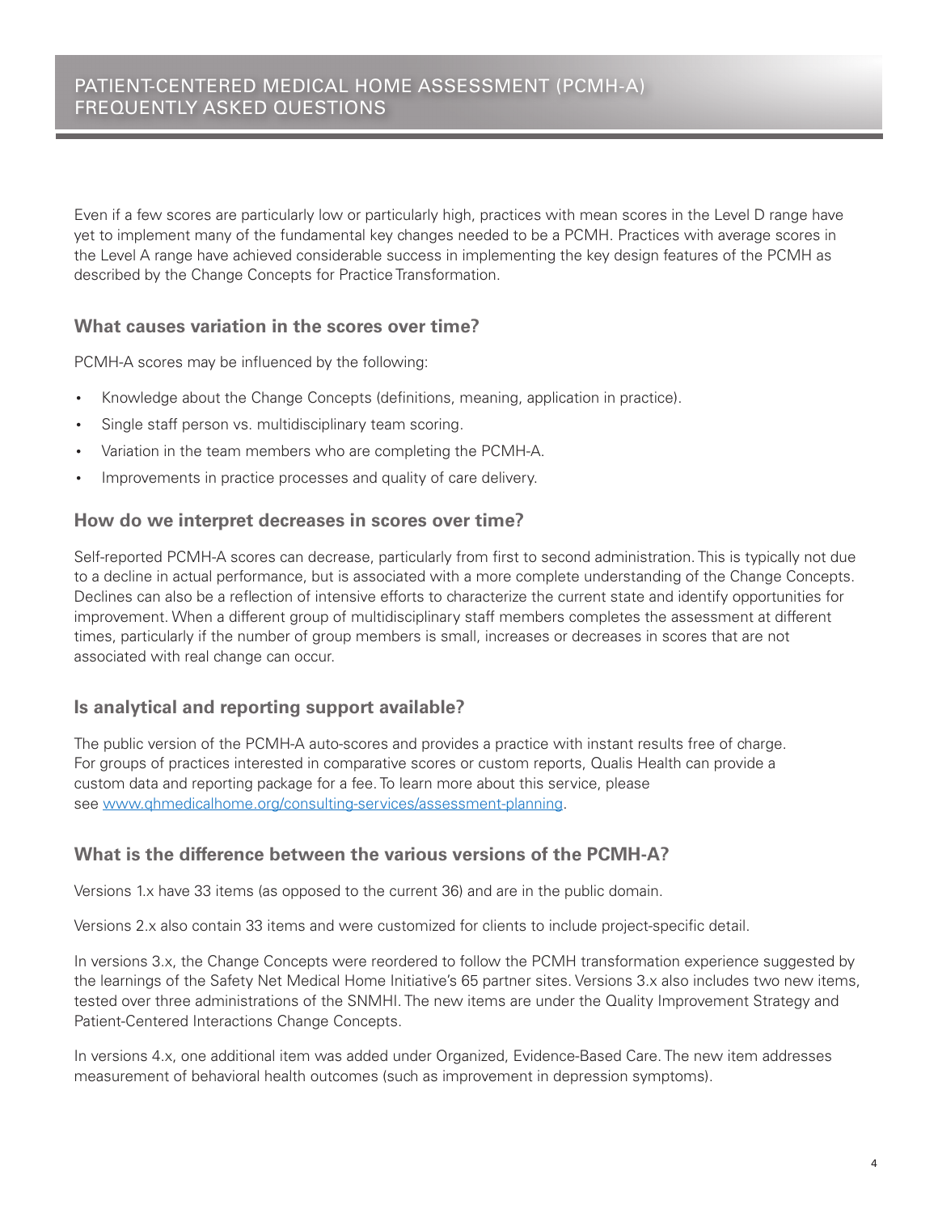Even if a few scores are particularly low or particularly high, practices with mean scores in the Level D range have yet to implement many of the fundamental key changes needed to be a PCMH. Practices with average scores in the Level A range have achieved considerable success in implementing the key design features of the PCMH as described by the Change Concepts for Practice Transformation.

### What causes variation in the scores over time?

PCMH-A scores may be influenced by the following:

- Knowledge about the Change Concepts (definitions, meaning, application in practice).
- Single staff person vs. multidisciplinary team scoring.
- Variation in the team members who are completing the PCMH-A.
- Improvements in practice processes and quality of care delivery.

### How do we interpret decreases in scores over time?

Self-reported PCMH-A scores can decrease, particularly from first to second administration. This is typically not due to a decline in actual performance, but is associated with a more complete understanding of the Change Concepts. Declines can also be a reflection of intensive efforts to characterize the current state and identify opportunities for improvement. When a different group of multidisciplinary staff members completes the assessment at different times, particularly if the number of group members is small, increases or decreases in scores that are not associated with real change can occur.

### Is analytical and reporting support available?

The public version of the PCMH-A auto-scores and provides a practice with instant results free of charge. For groups of practices interested in comparative scores or custom reports, Qualis Health can provide a custom data and reporting package for a fee. To learn more about this service, please see [www.qhmedicalhome.org/consulting-services/assessment-planning](www.qhmedicalhome.org/consulting-services/assessment-planning).

### What is the difference between the various versions of the PCMH-A?

Versions 1.x have 33 items (as opposed to the current 36) and are in the public domain.

Versions 2.x also contain 33 items and were customized for clients to include project-specific detail.

In versions 3.x, the Change Concepts were reordered to follow the PCMH transformation experience suggested by the learnings of the Safety Net Medical Home Initiative's 65 partner sites. Versions 3.x also includes two new items, tested over three administrations of the SNMHI. The new items are under the Quality Improvement Strategy and Patient-Centered Interactions Change Concepts.

In versions 4.x, one additional item was added under Organized, Evidence-Based Care. The new item addresses measurement of behavioral health outcomes (such as improvement in depression symptoms).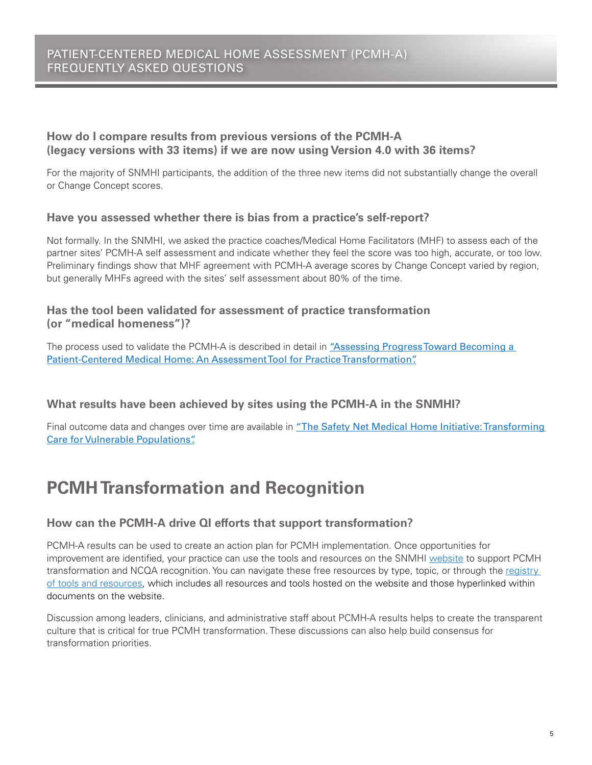### How do I compare results from previous versions of the PCMH-A (legacy versions with 33 items) if we are now using Version 4.0 with 36 items?

For the majority of SNMHI participants, the addition of the three new items did not substantially change the overall or Change Concept scores.

### Have you assessed whether there is bias from a practice's self-report?

Not formally. In the SNMHI, we asked the practice coaches/Medical Home Facilitators (MHF) to assess each of the partner sites' PCMH-A self assessment and indicate whether they feel the score was too high, accurate, or too low. Preliminary findings show that MHF agreement with PCMH-A average scores by Change Concept varied by region, but generally MHFs agreed with the sites' self assessment about 80% of the time.

### Has the tool been validated for assessment of practice transformation (or "medical homeness")?

The process used to validate the PCMH-A is described in detail in "Assessing Progress Toward Becoming a Patient-Centered Medical Home: An Assessment Tool for Practice Transformation".

### What results have been achieved by sites using the PCMH-A in the SNMHI?

Final outcome data and changes over time are available in "The Safety Net Medical Home Initiative: Transforming Care for Vulnerable Populations".

## PCMH Transformation and Recognition

### How can the PCMH-A drive QI efforts that support transformation?

PCMH-A results can be used to create an action plan for PCMH implementation. Once opportunities for improvement are identified, your practice can use the tools and resources on the SNMHI website to support PCMH transformation and NCQA recognition. You can navigate these free resources by type, topic, or through the registry of tools and resources, which includes all resources and tools hosted on the website and those hyperlinked within documents on the website.

Discussion among leaders, clinicians, and administrative staff about PCMH-A results helps to create the transparent culture that is critical for true PCMH transformation. These discussions can also help build consensus for transformation priorities.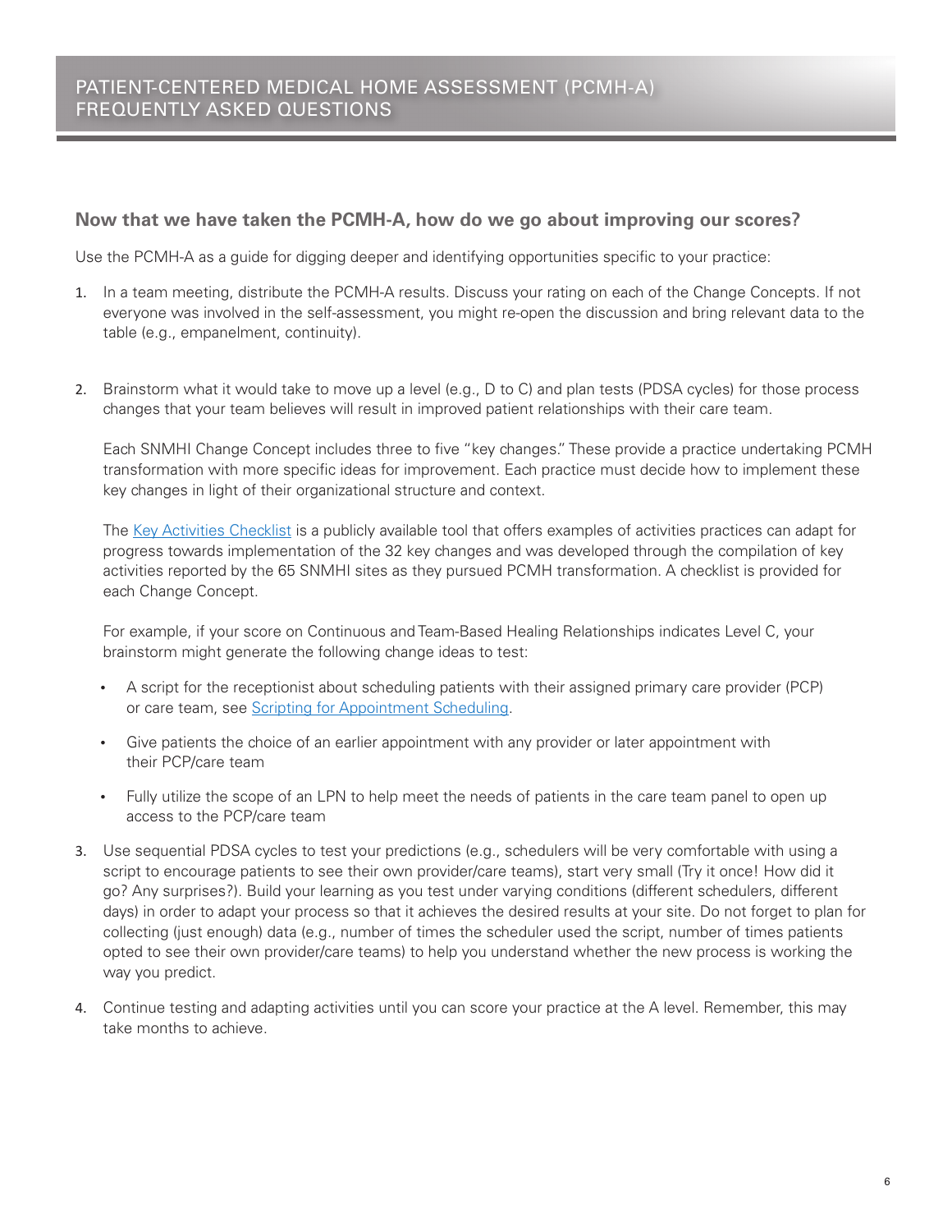# PATIENT-CENTERED MEDICAL HOME ASSESSMENT (PCMH-A) FREQUENTLY ASKED QUESTIONS

## Now that we have taken the PCMH-A, how do we go about improving our scores?

Use the PCMH-A as a guide for digging deeper and identifying opportunities specific to your practice:

1. In a team meeting, distribute the PCMH-A results. Discuss your rating on each of the Change Concepts. If not everyone was involved in the self-assessment, you might re-open the discussion and bring relevant data to the table (e.g., empanelment, continuity).

2. Brainstorm what it would take to move up a level (e.g., D to C) and plan tests (PDSA cycles) for those process changes that your team believes will result in improved patient relationships with their care team.

   Each SNMHI Change Concept includes three to five "key changes." These provide a practice undertaking PCMH transformation with more specific ideas for improvement. Each practice must decide how to implement these key changes in light of their organizational structure and context.

   The Key Activities Checklist is a publicly available tool that offers examples of activities practices can adapt for progress towards implementation of the 32 key changes and was developed through the compilation of key activities reported by the 65 SNMHI sites as they pursued PCMH transformation. A checklist is provided for each Change Concept.

   For example, if your score on Continuous and Team-Based Healing Relationships indicates Level C, your brainstorm might generate the following change ideas to test:

   - A script for the receptionist about scheduling patients with their assigned primary care provider (PCP) or care team, see Scripting for Appointment Scheduling.
   - Give patients the choice of an earlier appointment with any provider or later appointment with their PCP/care team
   - Fully utilize the scope of an LPN to help meet the needs of patients in the care team panel to open up access to the PCP/care team

3. Use sequential PDSA cycles to test your predictions (e.g., schedulers will be very comfortable with using a script to encourage patients to see their own provider/care teams), start very small (Try it once! How did it go? Any surprises?). Build your learning as you test under varying conditions (different schedulers, different days) in order to adapt your process so that it achieves the desired results at your site. Do not forget to plan for collecting (just enough) data (e.g., number of times the scheduler used the script, number of times patients opted to see their own provider/care teams) to help you understand whether the new process is working the way you predict.

4. Continue testing and adapting activities until you can score your practice at the A level. Remember, this may take months to achieve.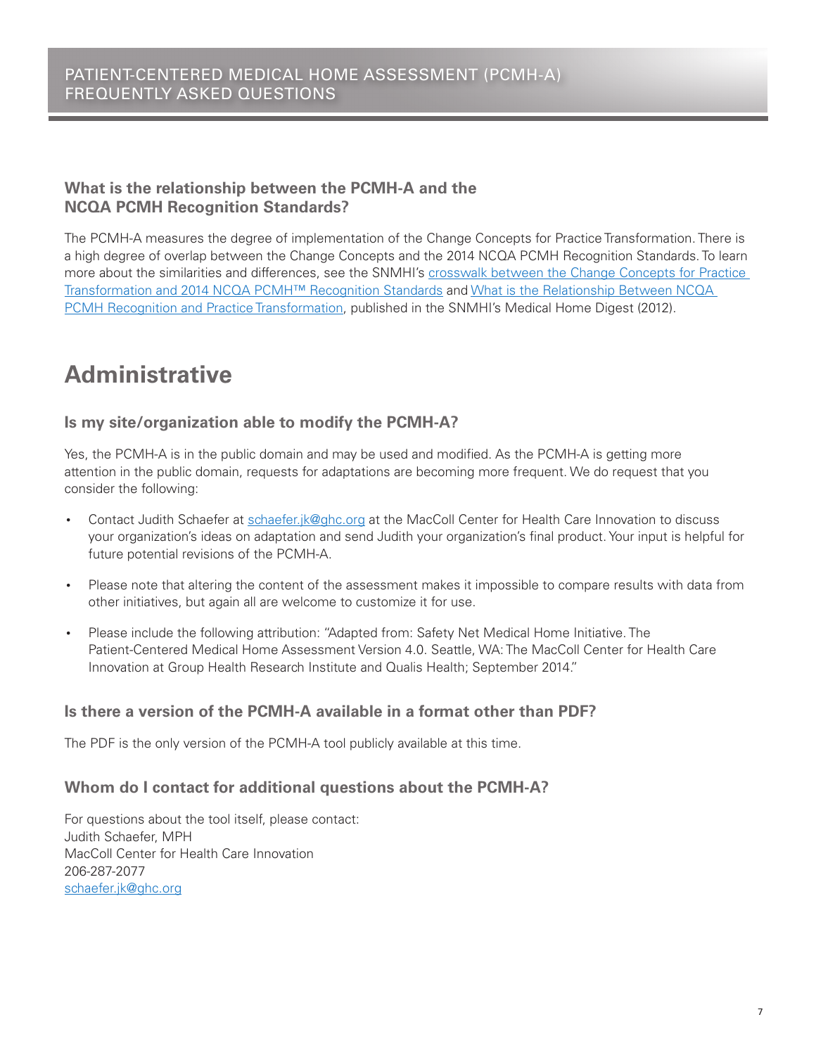### What is the relationship between the PCMH-A and the NCQA PCMH Recognition Standards?

The PCMH-A measures the degree of implementation of the Change Concepts for Practice Transformation. There is a high degree of overlap between the Change Concepts and the 2014 NCQA PCMH Recognition Standards. To learn more about the similarities and differences, see the SNMHI's crosswalk between the Change Concepts for Practice Transformation and 2014 NCQA PCMH™ Recognition Standards and What is the Relationship Between NCQA PCMH Recognition and Practice Transformation, published in the SNMHI's Medical Home Digest (2012).

## Administrative

### Is my site/organization able to modify the PCMH-A?

Yes, the PCMH-A is in the public domain and may be used and modified. As the PCMH-A is getting more attention in the public domain, requests for adaptations are becoming more frequent. We do request that you consider the following:

- Contact Judith Schaefer at schaefer.jk@ghc.org at the MacColl Center for Health Care Innovation to discuss your organization's ideas on adaptation and send Judith your organization's final product. Your input is helpful for future potential revisions of the PCMH-A.
- Please note that altering the content of the assessment makes it impossible to compare results with data from other initiatives, but again all are welcome to customize it for use.
- Please include the following attribution: "Adapted from: Safety Net Medical Home Initiative. The Patient-Centered Medical Home Assessment Version 4.0. Seattle, WA: The MacColl Center for Health Care Innovation at Group Health Research Institute and Qualis Health; September 2014."

### Is there a version of the PCMH-A available in a format other than PDF?

The PDF is the only version of the PCMH-A tool publicly available at this time.

### Whom do I contact for additional questions about the PCMH-A?

For questions about the tool itself, please contact:
Judith Schaefer, MPH
MacColl Center for Health Care Innovation
206-287-2077
schaefer.jk@ghc.org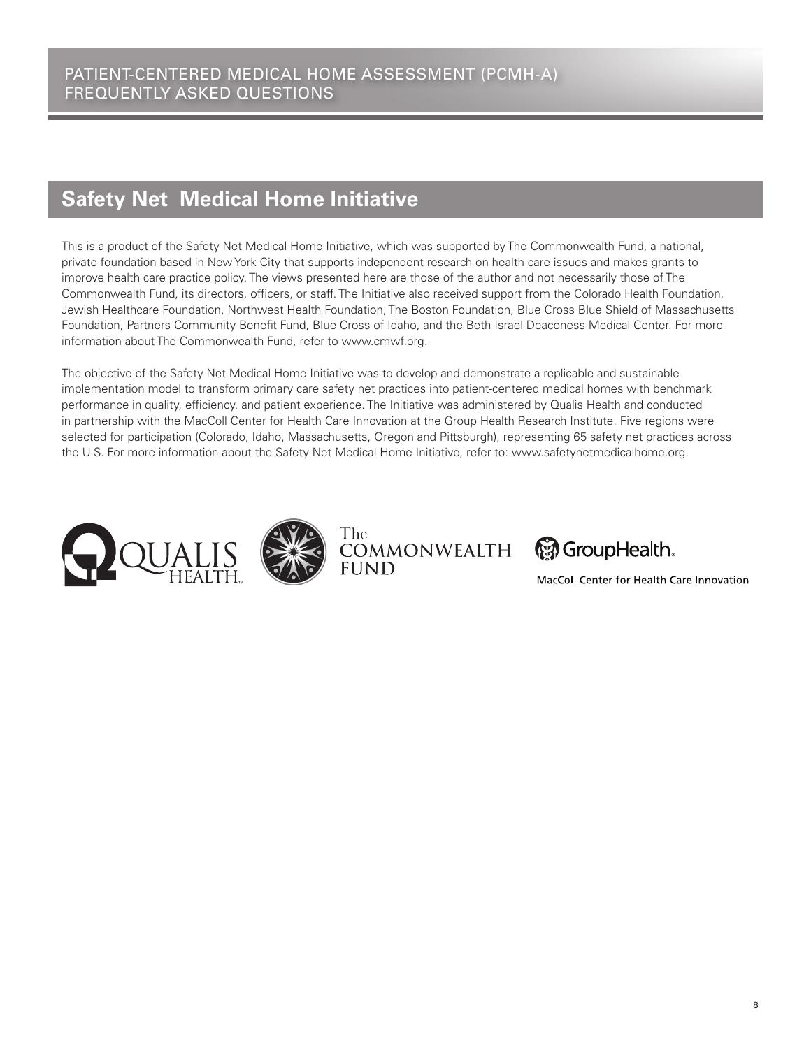## Safety Net Medical Home Initiative

This is a product of the Safety Net Medical Home Initiative, which was supported by The Commonwealth Fund, a national, private foundation based in New York City that supports independent research on health care issues and makes grants to improve health care practice policy. The views presented here are those of the author and not necessarily those of The Commonwealth Fund, its directors, officers, or staff. The Initiative also received support from the Colorado Health Foundation, Jewish Healthcare Foundation, Northwest Health Foundation, The Boston Foundation, Blue Cross Blue Shield of Massachusetts Foundation, Partners Community Benefit Fund, Blue Cross of Idaho, and the Beth Israel Deaconess Medical Center. For more information about The Commonwealth Fund, refer to www.cmwf.org.

The objective of the Safety Net Medical Home Initiative was to develop and demonstrate a replicable and sustainable implementation model to transform primary care safety net practices into patient-centered medical homes with benchmark performance in quality, efficiency, and patient experience. The Initiative was administered by Qualis Health and conducted in partnership with the MacColl Center for Health Care Innovation at the Group Health Research Institute. Five regions were selected for participation (Colorado, Idaho, Massachusetts, Oregon and Pittsburgh), representing 65 safety net practices across the U.S. For more information about the Safety Net Medical Home Initiative, refer to: www.safetynetmedicalhome.org.

QUALIS HEALTH

The COMMONWEALTH FUND

GroupHealth.
MacColl Center for Health Care Innovation